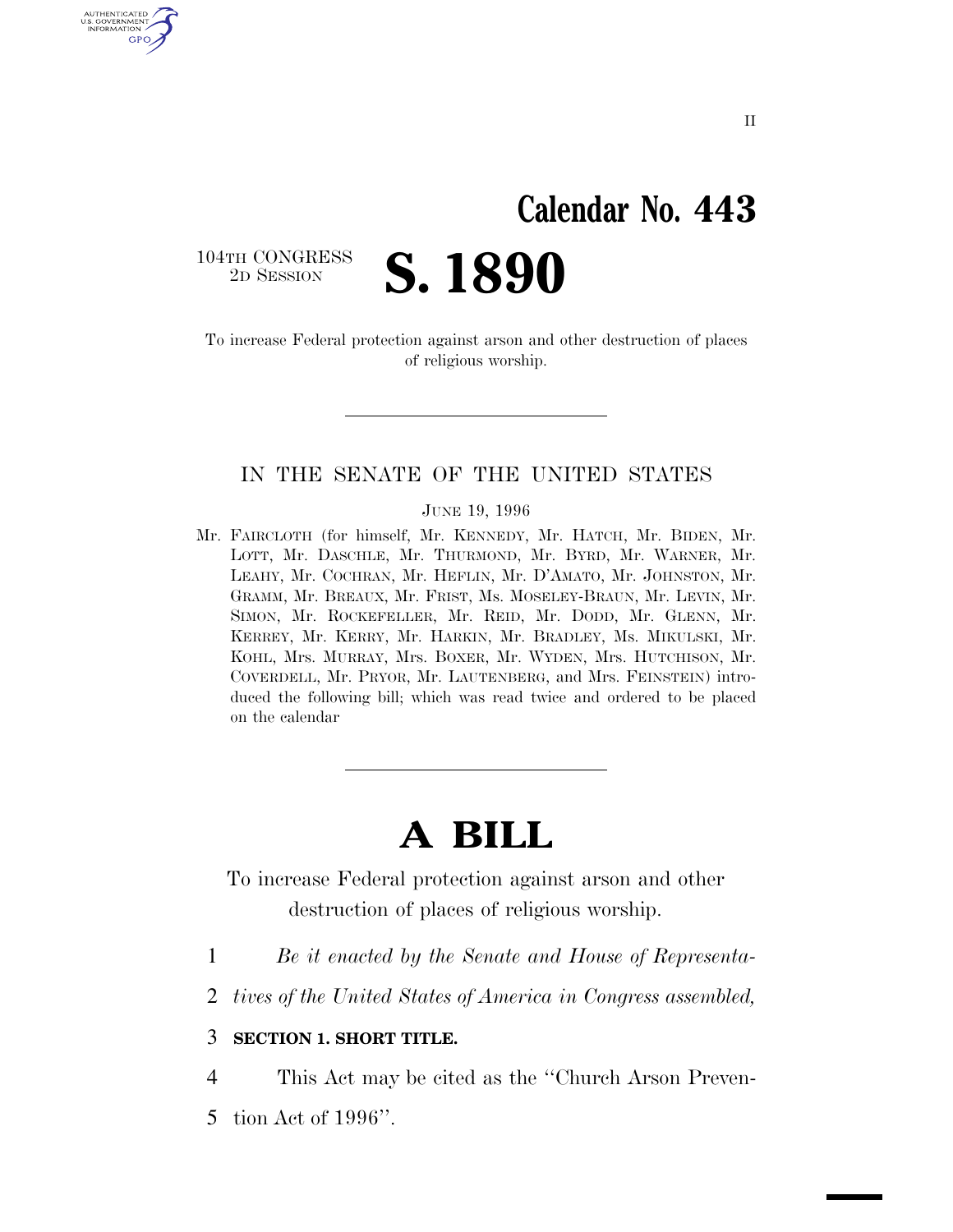II

# Calendar No. 443

104TH CONGRESS
2D SESSION

# S. 1890

To increase Federal protection against arson and other destruction of places of religious worship.

---

IN THE SENATE OF THE UNITED STATES

JUNE 19, 1996

Mr. FAIRCLOTH (for himself, Mr. KENNEDY, Mr. HATCH, Mr. BIDEN, Mr. LOTT, Mr. DASCHLE, Mr. THURMOND, Mr. BYRD, Mr. WARNER, Mr. LEAHY, Mr. COCHRAN, Mr. HEFLIN, Mr. D'AMATO, Mr. JOHNSTON, Mr. GRAMM, Mr. BREAUX, Mr. FRIST, Ms. MOSELEY-BRAUN, Mr. LEVIN, Mr. SIMON, Mr. ROCKEFELLER, Mr. REID, Mr. DODD, Mr. GLENN, Mr. KERREY, Mr. KERRY, Mr. HARKIN, Mr. BRADLEY, Ms. MIKULSKI, Mr. KOHL, Mrs. MURRAY, Mrs. BOXER, Mr. WYDEN, Mrs. HUTCHISON, Mr. COVERDELL, Mr. PRYOR, Mr. LAUTENBERG, and Mrs. FEINSTEIN) introduced the following bill; which was read twice and ordered to be placed on the calendar

---

# A BILL

To increase Federal protection against arson and other destruction of places of religious worship.

1 *Be it enacted by the Senate and House of Representa-*
2 *tives of the United States of America in Congress assembled,*

3 **SECTION 1. SHORT TITLE.**

4 This Act may be cited as the ''Church Arson Preven-
5 tion Act of 1996''.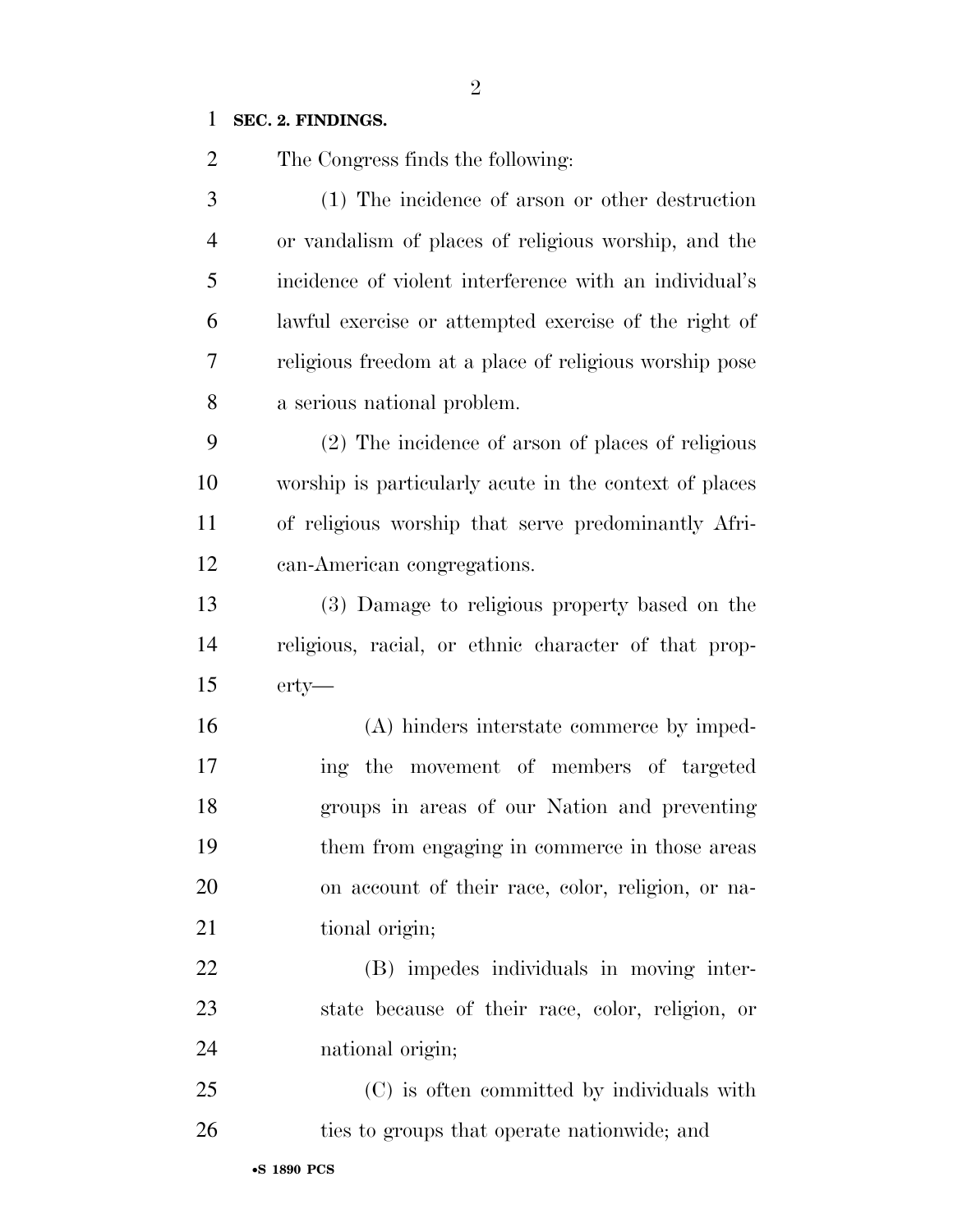**SEC. 2. FINDINGS.**

The Congress finds the following:

(1) The incidence of arson or other destruction or vandalism of places of religious worship, and the incidence of violent interference with an individual's lawful exercise or attempted exercise of the right of religious freedom at a place of religious worship pose a serious national problem.

(2) The incidence of arson of places of religious worship is particularly acute in the context of places of religious worship that serve predominantly African-American congregations.

(3) Damage to religious property based on the religious, racial, or ethnic character of that property—

(A) hinders interstate commerce by impeding the movement of members of targeted groups in areas of our Nation and preventing them from engaging in commerce in those areas on account of their race, color, religion, or national origin;

(B) impedes individuals in moving interstate because of their race, color, religion, or national origin;

(C) is often committed by individuals with ties to groups that operate nationwide; and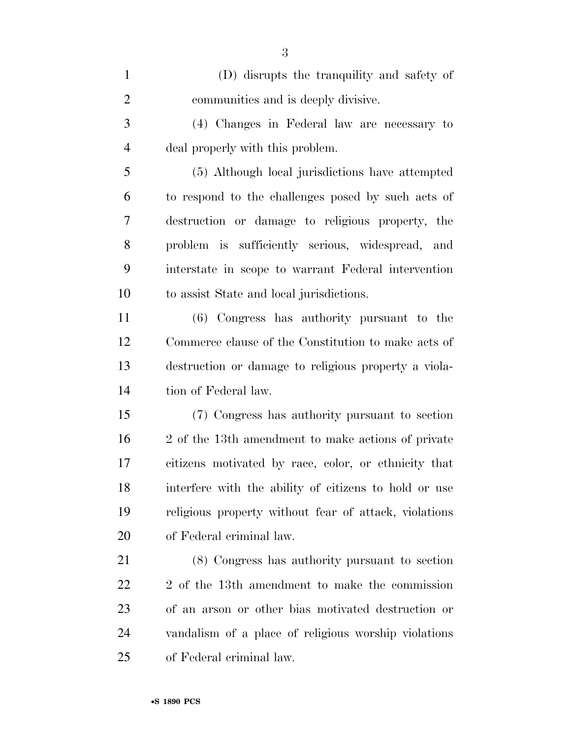(D) disrupts the tranquility and safety of communities and is deeply divisive.

(4) Changes in Federal law are necessary to deal properly with this problem.

(5) Although local jurisdictions have attempted to respond to the challenges posed by such acts of destruction or damage to religious property, the problem is sufficiently serious, widespread, and interstate in scope to warrant Federal intervention to assist State and local jurisdictions.

(6) Congress has authority pursuant to the Commerce clause of the Constitution to make acts of destruction or damage to religious property a violation of Federal law.

(7) Congress has authority pursuant to section 2 of the 13th amendment to make actions of private citizens motivated by race, color, or ethnicity that interfere with the ability of citizens to hold or use religious property without fear of attack, violations of Federal criminal law.

(8) Congress has authority pursuant to section 2 of the 13th amendment to make the commission of an arson or other bias motivated destruction or vandalism of a place of religious worship violations of Federal criminal law.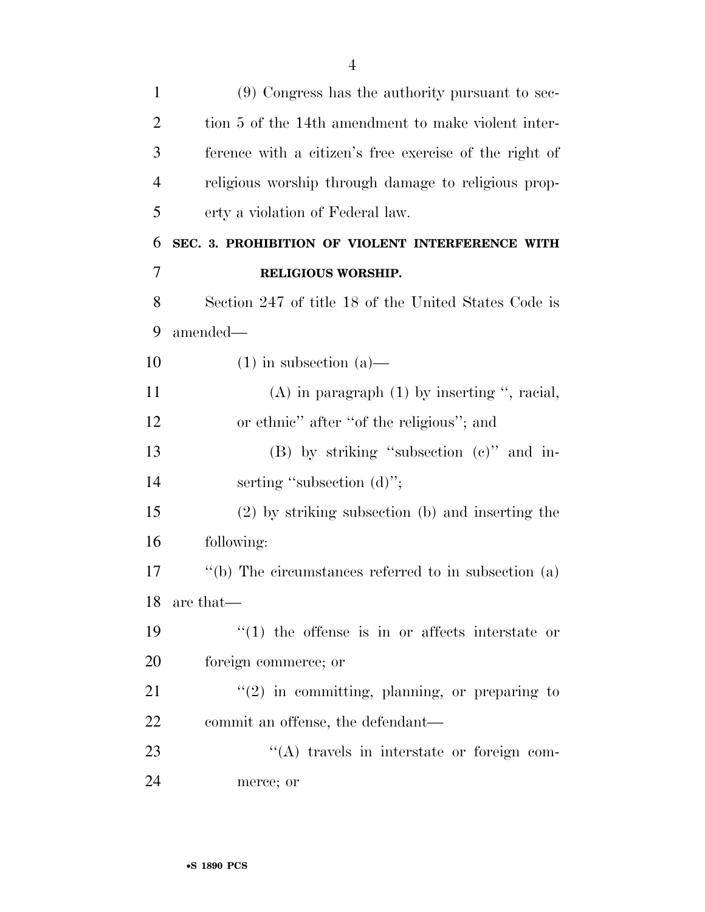(9) Congress has the authority pursuant to section 5 of the 14th amendment to make violent interference with a citizen's free exercise of the right of religious worship through damage to religious property a violation of Federal law.

**SEC. 3. PROHIBITION OF VIOLENT INTERFERENCE WITH RELIGIOUS WORSHIP.**

Section 247 of title 18 of the United States Code is amended—

(1) in subsection (a)—

(A) in paragraph (1) by inserting '', racial, or ethnic'' after ''of the religious''; and

(B) by striking ''subsection (c)'' and inserting ''subsection (d)'';

(2) by striking subsection (b) and inserting the following:

''(b) The circumstances referred to in subsection (a) are that—

''(1) the offense is in or affects interstate or foreign commerce; or

''(2) in committing, planning, or preparing to commit an offense, the defendant—

''(A) travels in interstate or foreign commerce; or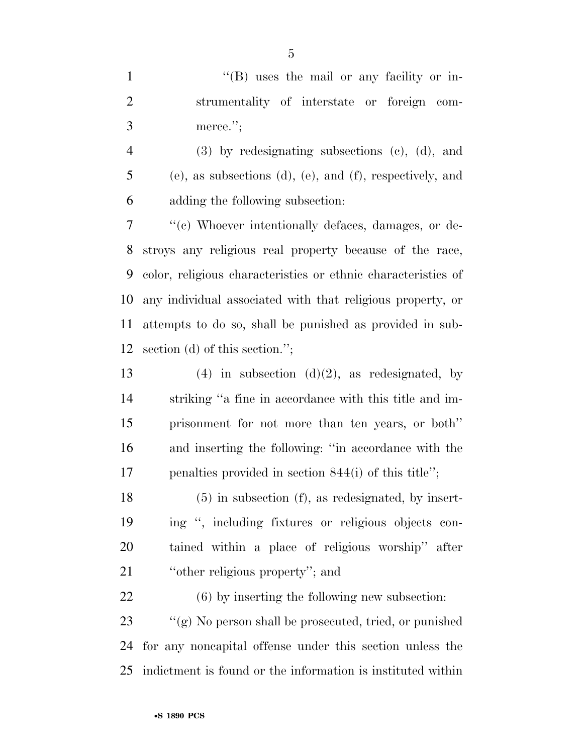"(B) uses the mail or any facility or instrumentality of interstate or foreign commerce.";

(3) by redesignating subsections (c), (d), and (e), as subsections (d), (e), and (f), respectively, and adding the following subsection:

"(c) Whoever intentionally defaces, damages, or destroys any religious real property because of the race, color, religious characteristics or ethnic characteristics of any individual associated with that religious property, or attempts to do so, shall be punished as provided in subsection (d) of this section.";

(4) in subsection (d)(2), as redesignated, by striking "a fine in accordance with this title and imprisonment for not more than ten years, or both" and inserting the following: "in accordance with the penalties provided in section 844(i) of this title";

(5) in subsection (f), as redesignated, by inserting ", including fixtures or religious objects contained within a place of religious worship" after "other religious property"; and

(6) by inserting the following new subsection:

"(g) No person shall be prosecuted, tried, or punished for any noncapital offense under this section unless the indictment is found or the information is instituted within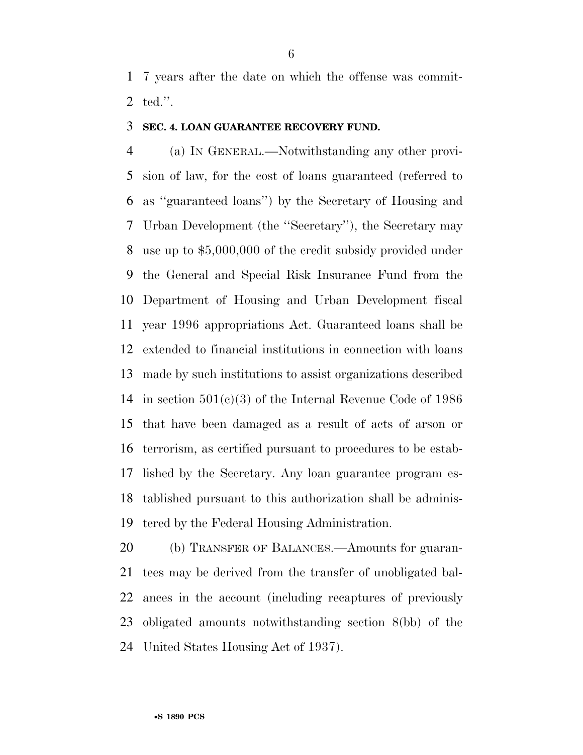7 years after the date on which the offense was committed.''.

**SEC. 4. LOAN GUARANTEE RECOVERY FUND.**

(a) IN GENERAL.—Notwithstanding any other provision of law, for the cost of loans guaranteed (referred to as ''guaranteed loans'') by the Secretary of Housing and Urban Development (the ''Secretary''), the Secretary may use up to $5,000,000 of the credit subsidy provided under the General and Special Risk Insurance Fund from the Department of Housing and Urban Development fiscal year 1996 appropriations Act. Guaranteed loans shall be extended to financial institutions in connection with loans made by such institutions to assist organizations described in section 501(c)(3) of the Internal Revenue Code of 1986 that have been damaged as a result of acts of arson or terrorism, as certified pursuant to procedures to be established by the Secretary. Any loan guarantee program established pursuant to this authorization shall be administered by the Federal Housing Administration.

(b) TRANSFER OF BALANCES.—Amounts for guarantees may be derived from the transfer of unobligated balances in the account (including recaptures of previously obligated amounts notwithstanding section 8(bb) of the United States Housing Act of 1937).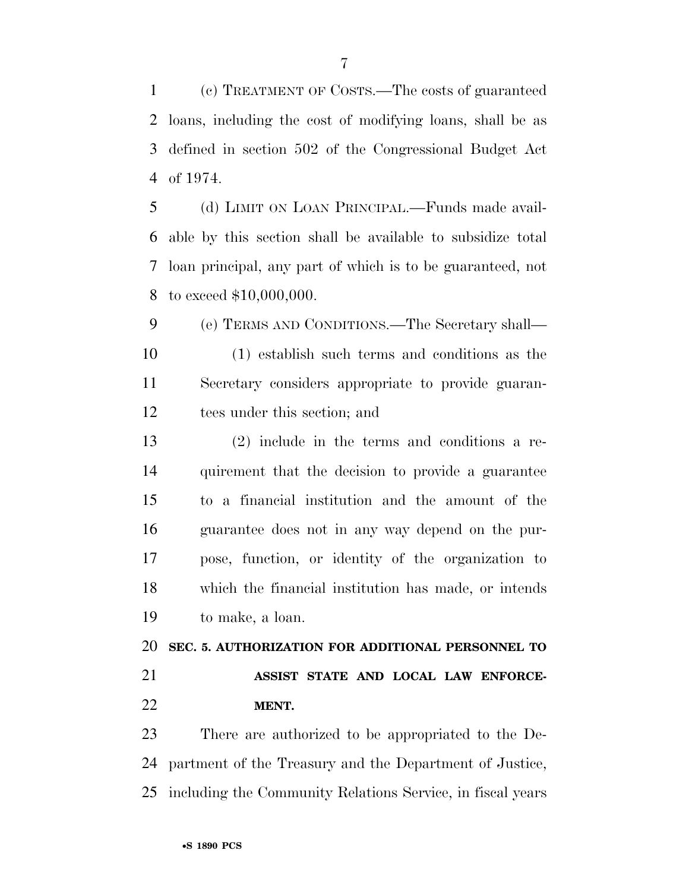(c) TREATMENT OF COSTS.—The costs of guaranteed loans, including the cost of modifying loans, shall be as defined in section 502 of the Congressional Budget Act of 1974.

(d) LIMIT ON LOAN PRINCIPAL.—Funds made available by this section shall be available to subsidize total loan principal, any part of which is to be guaranteed, not to exceed $10,000,000.

(e) TERMS AND CONDITIONS.—The Secretary shall—

(1) establish such terms and conditions as the Secretary considers appropriate to provide guarantees under this section; and

(2) include in the terms and conditions a requirement that the decision to provide a guarantee to a financial institution and the amount of the guarantee does not in any way depend on the purpose, function, or identity of the organization to which the financial institution has made, or intends to make, a loan.

**SEC. 5. AUTHORIZATION FOR ADDITIONAL PERSONNEL TO ASSIST STATE AND LOCAL LAW ENFORCEMENT.**

There are authorized to be appropriated to the Department of the Treasury and the Department of Justice, including the Community Relations Service, in fiscal years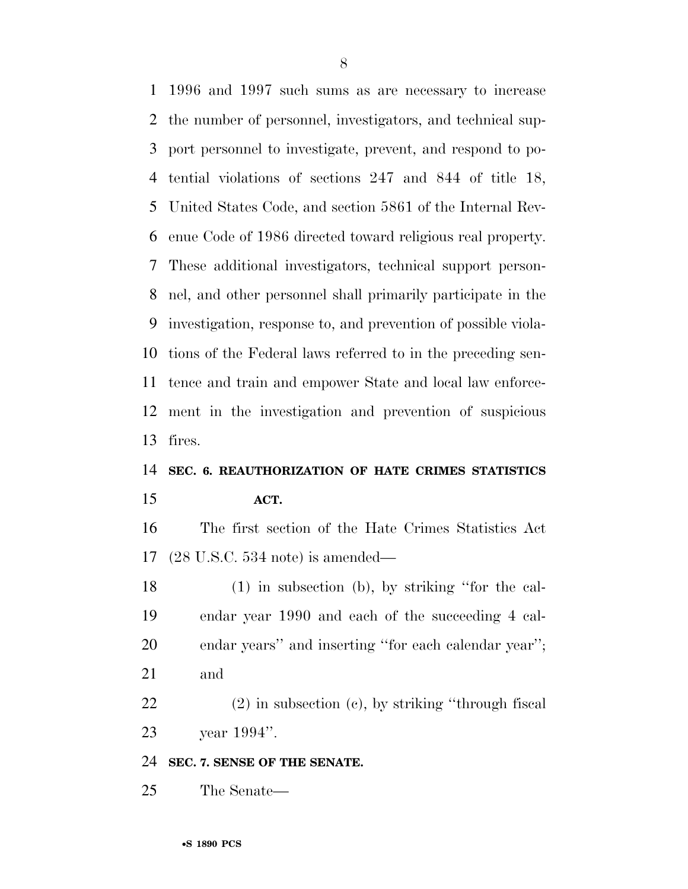1996 and 1997 such sums as are necessary to increase the number of personnel, investigators, and technical support personnel to investigate, prevent, and respond to potential violations of sections 247 and 844 of title 18, United States Code, and section 5861 of the Internal Revenue Code of 1986 directed toward religious real property. These additional investigators, technical support personnel, and other personnel shall primarily participate in the investigation, response to, and prevention of possible violations of the Federal laws referred to in the preceding sentence and train and empower State and local law enforcement in the investigation and prevention of suspicious fires.

**SEC. 6. REAUTHORIZATION OF HATE CRIMES STATISTICS ACT.**

The first section of the Hate Crimes Statistics Act (28 U.S.C. 534 note) is amended—

(1) in subsection (b), by striking ''for the calendar year 1990 and each of the succeeding 4 calendar years'' and inserting ''for each calendar year''; and

(2) in subsection (c), by striking ''through fiscal year 1994''.

**SEC. 7. SENSE OF THE SENATE.**

The Senate—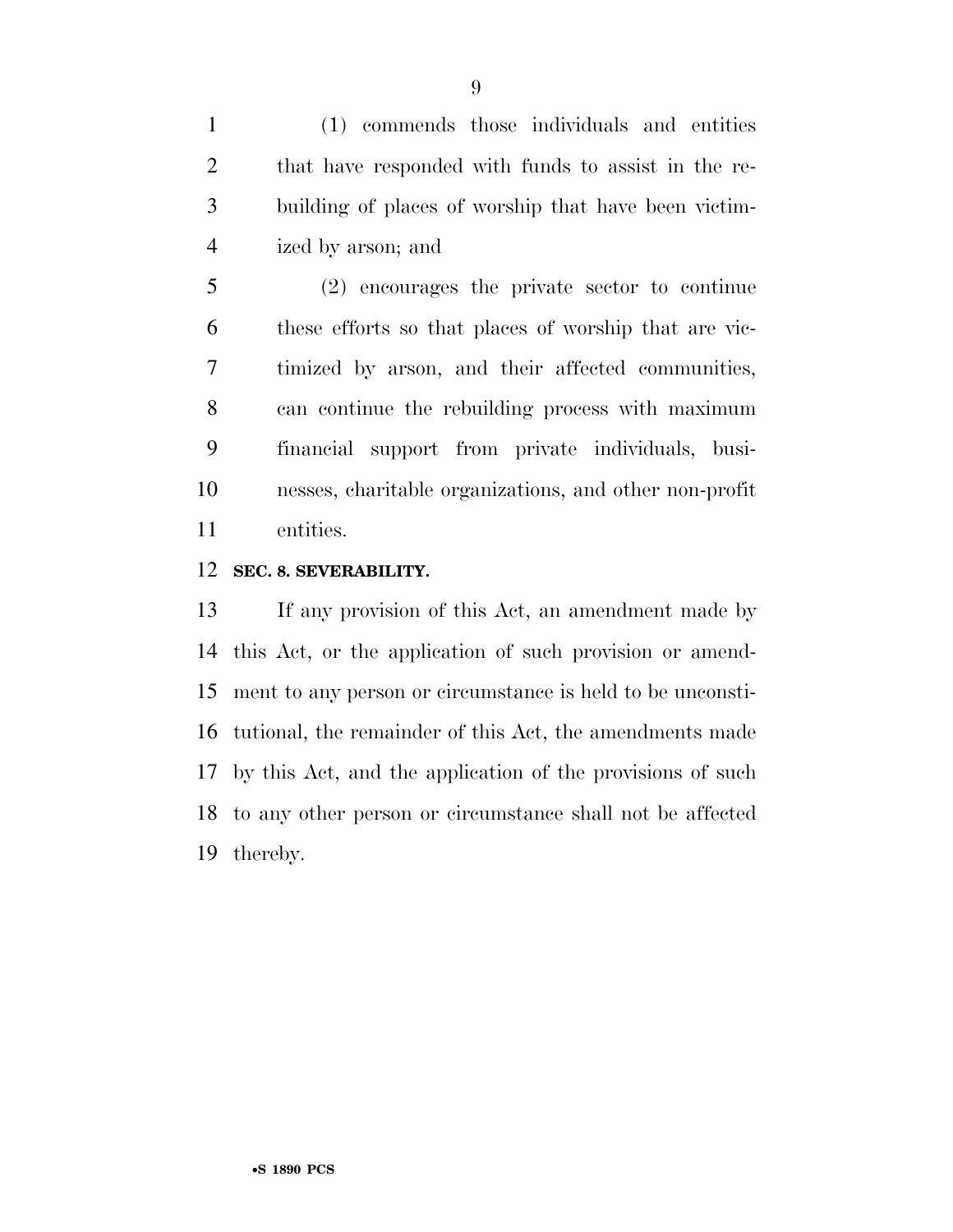(1) commends those individuals and entities that have responded with funds to assist in the rebuilding of places of worship that have been victimized by arson; and

(2) encourages the private sector to continue these efforts so that places of worship that are victimized by arson, and their affected communities, can continue the rebuilding process with maximum financial support from private individuals, businesses, charitable organizations, and other non-profit entities.

**SEC. 8. SEVERABILITY.**

If any provision of this Act, an amendment made by this Act, or the application of such provision or amendment to any person or circumstance is held to be unconstitutional, the remainder of this Act, the amendments made by this Act, and the application of the provisions of such to any other person or circumstance shall not be affected thereby.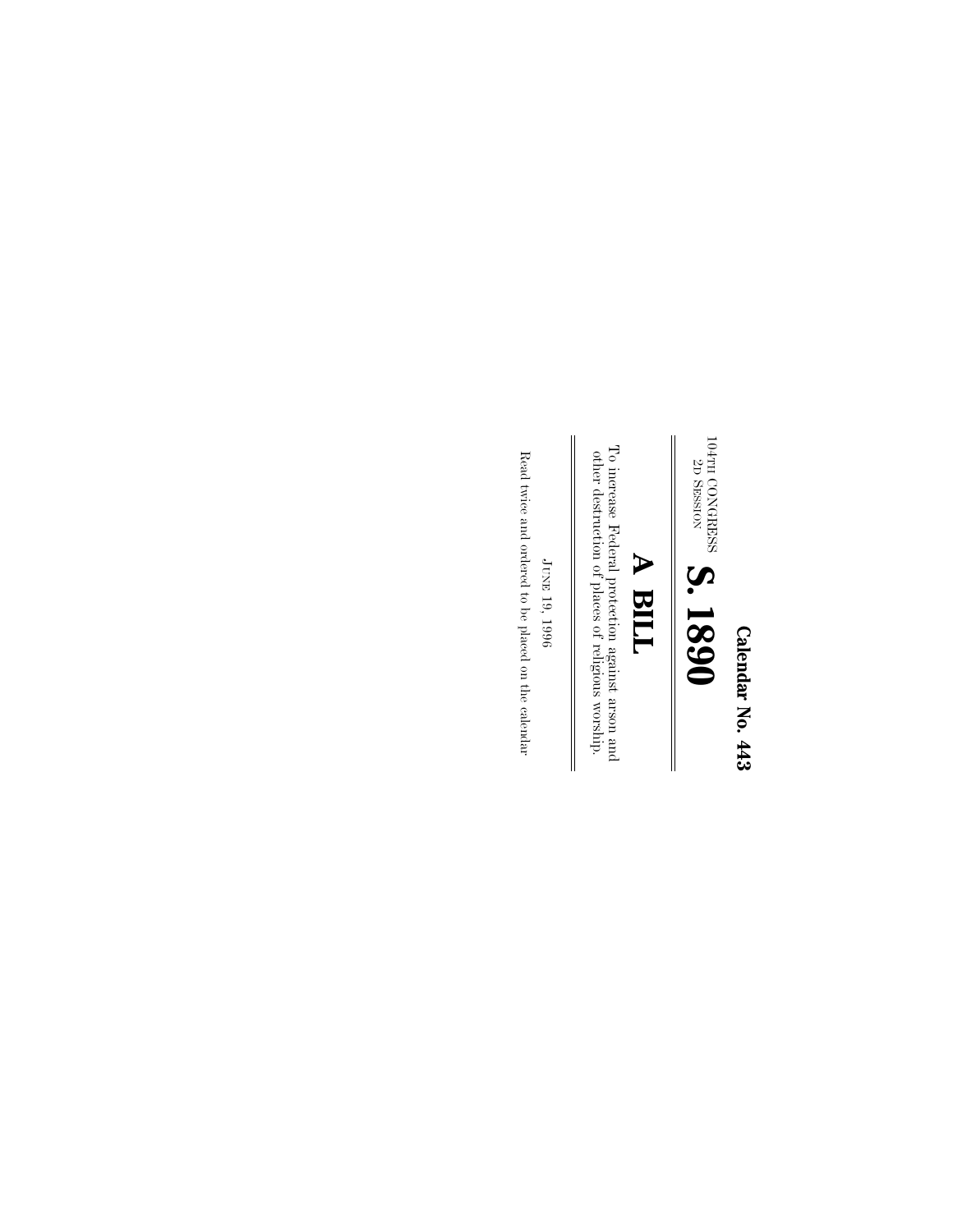Calendar No. 443

104TH CONGRESS
2D SESSION

# S. 1890

# A BILL

To increase Federal protection against arson and other destruction of places of religious worship.

JUNE 19, 1996

Read twice and ordered to be placed on the calendar